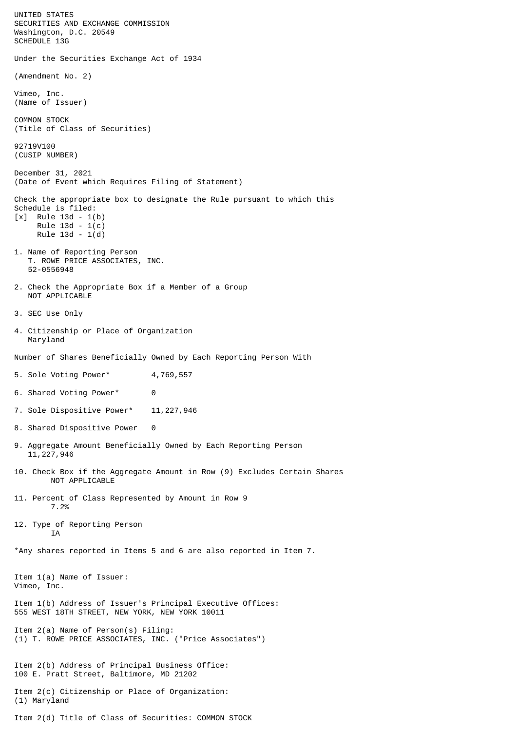UNITED STATES
SECURITIES AND EXCHANGE COMMISSION
Washington, D.C. 20549
SCHEDULE 13G

Under the Securities Exchange Act of 1934

(Amendment No. 2)

Vimeo, Inc.
(Name of Issuer)

COMMON STOCK
(Title of Class of Securities)

92719V100
(CUSIP NUMBER)

December 31, 2021
(Date of Event which Requires Filing of Statement)

Check the appropriate box to designate the Rule pursuant to which this Schedule is filed:
[x] Rule 13d - 1(b)
Rule 13d - 1(c)
Rule 13d - 1(d)

1. Name of Reporting Person
T. ROWE PRICE ASSOCIATES, INC.
52-0556948

2. Check the Appropriate Box if a Member of a Group
NOT APPLICABLE

3. SEC Use Only

4. Citizenship or Place of Organization
Maryland

Number of Shares Beneficially Owned by Each Reporting Person With

5. Sole Voting Power* 4,769,557

6. Shared Voting Power* 0

7. Sole Dispositive Power* 11,227,946

8. Shared Dispositive Power 0

9. Aggregate Amount Beneficially Owned by Each Reporting Person
11,227,946

10. Check Box if the Aggregate Amount in Row (9) Excludes Certain Shares
NOT APPLICABLE

11. Percent of Class Represented by Amount in Row 9
7.2%

12. Type of Reporting Person
IA

*Any shares reported in Items 5 and 6 are also reported in Item 7.

Item 1(a) Name of Issuer:
Vimeo, Inc.

Item 1(b) Address of Issuer's Principal Executive Offices:
555 WEST 18TH STREET, NEW YORK, NEW YORK 10011

Item 2(a) Name of Person(s) Filing:
(1) T. ROWE PRICE ASSOCIATES, INC. ("Price Associates")

Item 2(b) Address of Principal Business Office:
100 E. Pratt Street, Baltimore, MD 21202

Item 2(c) Citizenship or Place of Organization:
(1) Maryland

Item 2(d) Title of Class of Securities: COMMON STOCK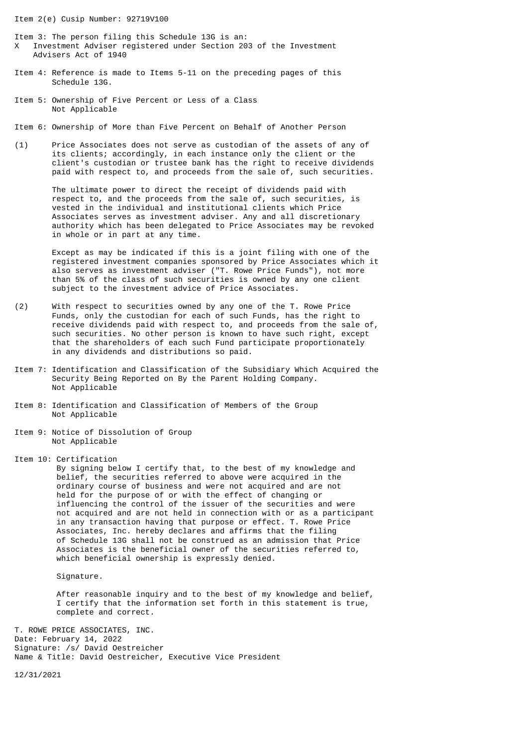Item 2(e) Cusip Number: 92719V100

Item 3: The person filing this Schedule 13G is an:

X Investment Adviser registered under Section 203 of the Investment Advisers Act of 1940

Item 4: Reference is made to Items 5-11 on the preceding pages of this Schedule 13G.

Item 5: Ownership of Five Percent or Less of a Class
Not Applicable

Item 6: Ownership of More than Five Percent on Behalf of Another Person

(1) Price Associates does not serve as custodian of the assets of any of its clients; accordingly, in each instance only the client or the client's custodian or trustee bank has the right to receive dividends paid with respect to, and proceeds from the sale of, such securities.

The ultimate power to direct the receipt of dividends paid with respect to, and the proceeds from the sale of, such securities, is vested in the individual and institutional clients which Price Associates serves as investment adviser. Any and all discretionary authority which has been delegated to Price Associates may be revoked in whole or in part at any time.

Except as may be indicated if this is a joint filing with one of the registered investment companies sponsored by Price Associates which it also serves as investment adviser ("T. Rowe Price Funds"), not more than 5% of the class of such securities is owned by any one client subject to the investment advice of Price Associates.

(2) With respect to securities owned by any one of the T. Rowe Price Funds, only the custodian for each of such Funds, has the right to receive dividends paid with respect to, and proceeds from the sale of, such securities. No other person is known to have such right, except that the shareholders of each such Fund participate proportionately in any dividends and distributions so paid.

Item 7: Identification and Classification of the Subsidiary Which Acquired the Security Being Reported on By the Parent Holding Company.
Not Applicable

Item 8: Identification and Classification of Members of the Group
Not Applicable

Item 9: Notice of Dissolution of Group
Not Applicable

Item 10: Certification

By signing below I certify that, to the best of my knowledge and belief, the securities referred to above were acquired in the ordinary course of business and were not acquired and are not held for the purpose of or with the effect of changing or influencing the control of the issuer of the securities and were not acquired and are not held in connection with or as a participant in any transaction having that purpose or effect. T. Rowe Price Associates, Inc. hereby declares and affirms that the filing of Schedule 13G shall not be construed as an admission that Price Associates is the beneficial owner of the securities referred to, which beneficial ownership is expressly denied.

Signature.

After reasonable inquiry and to the best of my knowledge and belief, I certify that the information set forth in this statement is true, complete and correct.

T. ROWE PRICE ASSOCIATES, INC.
Date: February 14, 2022
Signature: /s/ David Oestreicher
Name & Title: David Oestreicher, Executive Vice President

12/31/2021